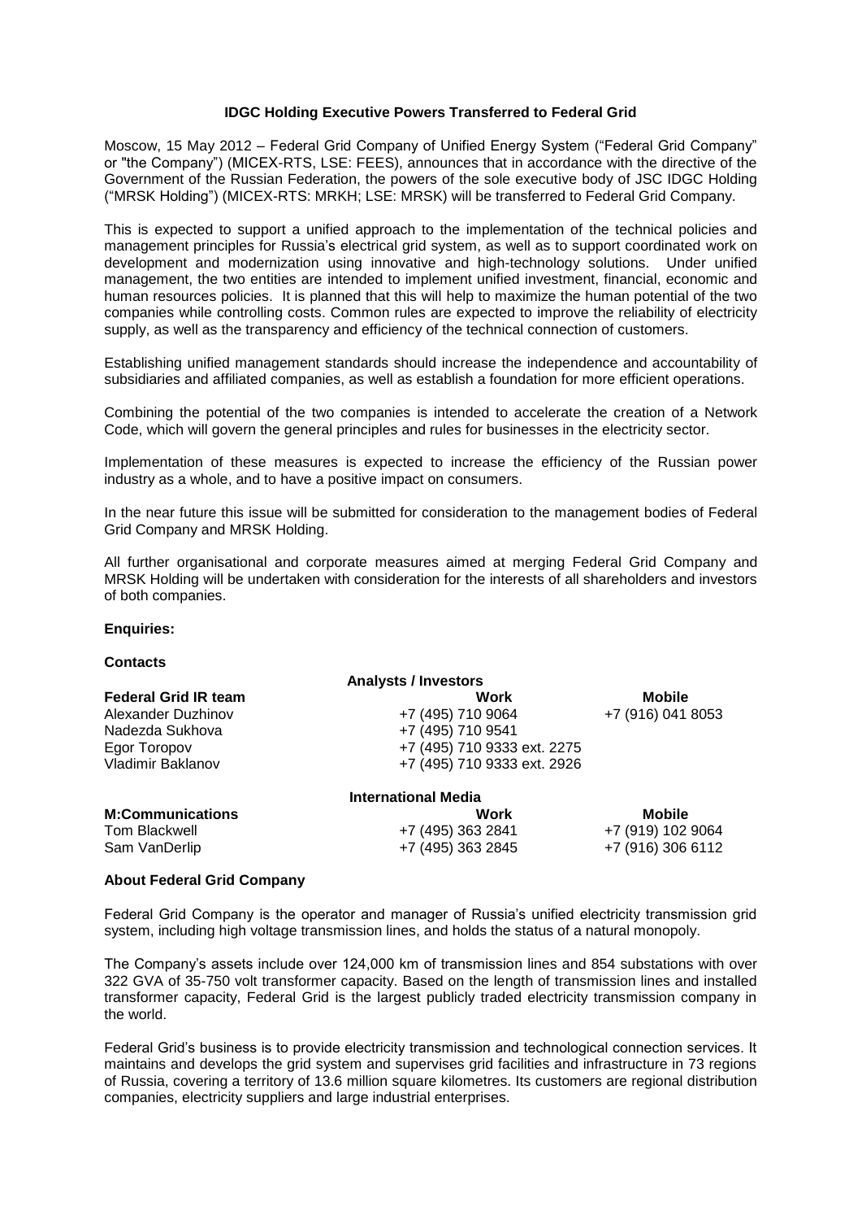# IDGC Holding Executive Powers Transferred to Federal Grid

Moscow, 15 May 2012 – Federal Grid Company of Unified Energy System ("Federal Grid Company" or "the Company") (MICEX-RTS, LSE: FEES), announces that in accordance with the directive of the Government of the Russian Federation, the powers of the sole executive body of JSC IDGC Holding ("MRSK Holding") (MICEX-RTS: MRKH; LSE: MRSK) will be transferred to Federal Grid Company.

This is expected to support a unified approach to the implementation of the technical policies and management principles for Russia's electrical grid system, as well as to support coordinated work on development and modernization using innovative and high-technology solutions. Under unified management, the two entities are intended to implement unified investment, financial, economic and human resources policies. It is planned that this will help to maximize the human potential of the two companies while controlling costs. Common rules are expected to improve the reliability of electricity supply, as well as the transparency and efficiency of the technical connection of customers.

Establishing unified management standards should increase the independence and accountability of subsidiaries and affiliated companies, as well as establish a foundation for more efficient operations.

Combining the potential of the two companies is intended to accelerate the creation of a Network Code, which will govern the general principles and rules for businesses in the electricity sector.

Implementation of these measures is expected to increase the efficiency of the Russian power industry as a whole, and to have a positive impact on consumers.

In the near future this issue will be submitted for consideration to the management bodies of Federal Grid Company and MRSK Holding.

All further organisational and corporate measures aimed at merging Federal Grid Company and MRSK Holding will be undertaken with consideration for the interests of all shareholders and investors of both companies.

**Enquiries:**

**Contacts**

**Analysts / Investors**

| **Federal Grid IR team** | **Work** | **Mobile** |
|---|---|---|
| Alexander Duzhinov | +7 (495) 710 9064 | +7 (916) 041 8053 |
| Nadezda Sukhova | +7 (495) 710 9541 | |
| Egor Toropov | +7 (495) 710 9333 ext. 2275 | |
| Vladimir Baklanov | +7 (495) 710 9333 ext. 2926 | |

**International Media**

| **M:Communications** | **Work** | **Mobile** |
|---|---|---|
| Tom Blackwell | +7 (495) 363 2841 | +7 (919) 102 9064 |
| Sam VanDerlip | +7 (495) 363 2845 | +7 (916) 306 6112 |

**About Federal Grid Company**

Federal Grid Company is the operator and manager of Russia's unified electricity transmission grid system, including high voltage transmission lines, and holds the status of a natural monopoly.

The Company's assets include over 124,000 km of transmission lines and 854 substations with over 322 GVA of 35-750 volt transformer capacity. Based on the length of transmission lines and installed transformer capacity, Federal Grid is the largest publicly traded electricity transmission company in the world.

Federal Grid's business is to provide electricity transmission and technological connection services. It maintains and develops the grid system and supervises grid facilities and infrastructure in 73 regions of Russia, covering a territory of 13.6 million square kilometres. Its customers are regional distribution companies, electricity suppliers and large industrial enterprises.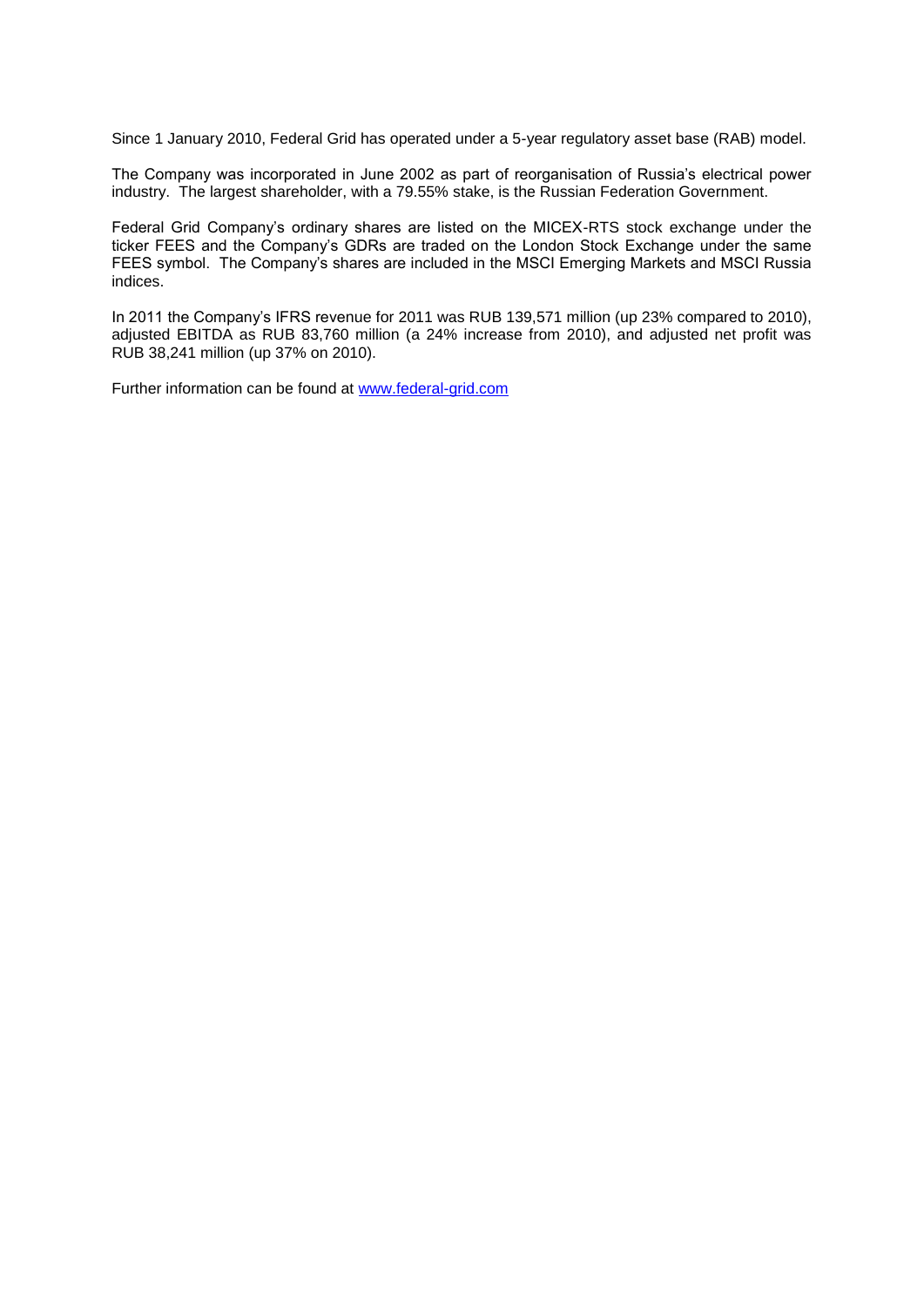Since 1 January 2010, Federal Grid has operated under a 5-year regulatory asset base (RAB) model.

The Company was incorporated in June 2002 as part of reorganisation of Russia's electrical power industry. The largest shareholder, with a 79.55% stake, is the Russian Federation Government.

Federal Grid Company's ordinary shares are listed on the MICEX-RTS stock exchange under the ticker FEES and the Company's GDRs are traded on the London Stock Exchange under the same FEES symbol. The Company's shares are included in the MSCI Emerging Markets and MSCI Russia indices.

In 2011 the Company's IFRS revenue for 2011 was RUB 139,571 million (up 23% compared to 2010), adjusted EBITDA as RUB 83,760 million (a 24% increase from 2010), and adjusted net profit was RUB 38,241 million (up 37% on 2010).

Further information can be found at [www.federal-grid.com](http://www.federal-grid.com)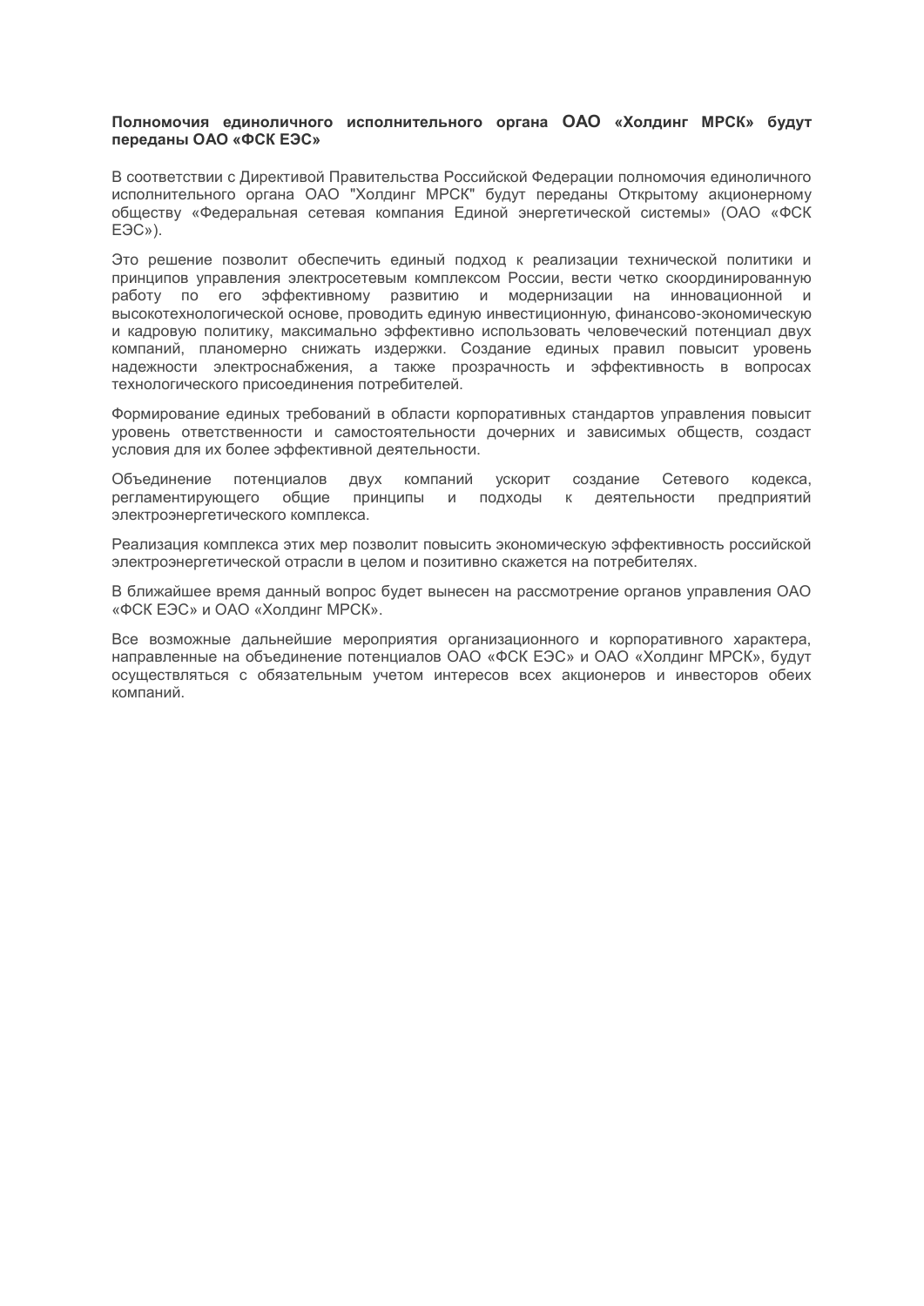**Полномочия единоличного исполнительного органа ОАО «Холдинг МРСК» будут переданы ОАО «ФСК ЕЭС»**

В соответствии с Директивой Правительства Российской Федерации полномочия единоличного исполнительного органа ОАО "Холдинг МРСК" будут переданы Открытому акционерному обществу «Федеральная сетевая компания Единой энергетической системы» (ОАО «ФСК ЕЭС»).

Это решение позволит обеспечить единый подход к реализации технической политики и принципов управления электросетевым комплексом России, вести четко скоординированную работу по его эффективному развитию и модернизации на инновационной и высокотехнологической основе, проводить единую инвестиционную, финансово-экономическую и кадровую политику, максимально эффективно использовать человеческий потенциал двух компаний, планомерно снижать издержки. Создание единых правил повысит уровень надежности электроснабжения, а также прозрачность и эффективность в вопросах технологического присоединения потребителей.

Формирование единых требований в области корпоративных стандартов управления повысит уровень ответственности и самостоятельности дочерних и зависимых обществ, создаст условия для их более эффективной деятельности.

Объединение потенциалов двух компаний ускорит создание Сетевого кодекса, регламентирующего общие принципы и подходы к деятельности предприятий электроэнергетического комплекса.

Реализация комплекса этих мер позволит повысить экономическую эффективность российской электроэнергетической отрасли в целом и позитивно скажется на потребителях.

В ближайшее время данный вопрос будет вынесен на рассмотрение органов управления ОАО «ФСК ЕЭС» и ОАО «Холдинг МРСК».

Все возможные дальнейшие мероприятия организационного и корпоративного характера, направленные на объединение потенциалов ОАО «ФСК ЕЭС» и ОАО «Холдинг МРСК», будут осуществляться с обязательным учетом интересов всех акционеров и инвесторов обеих компаний.